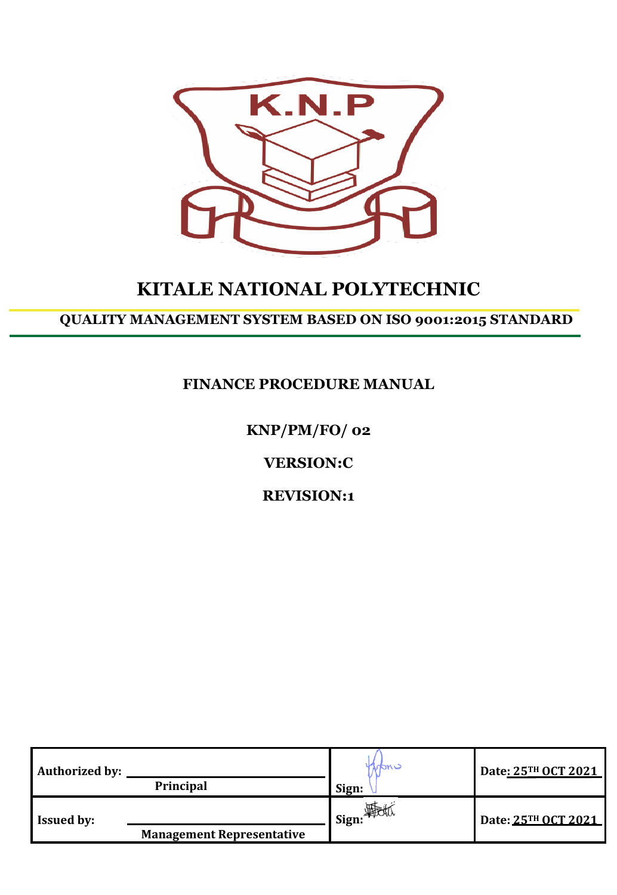K.N.P

# KITALE NATIONAL POLYTECHNIC

## QUALITY MANAGEMENT SYSTEM BASED ON ISO 9001:2015 STANDARD

### FINANCE PROCEDURE MANUAL

**KNP/PM/FO/ 02**

**VERSION:C**

**REVISION:1**

| Authorized by: Principal | Sign: | Date: 25TH OCT 2021 |
|---|---|---|
| Issued by: Management Representative | Sign: | Date: 25TH OCT 2021 |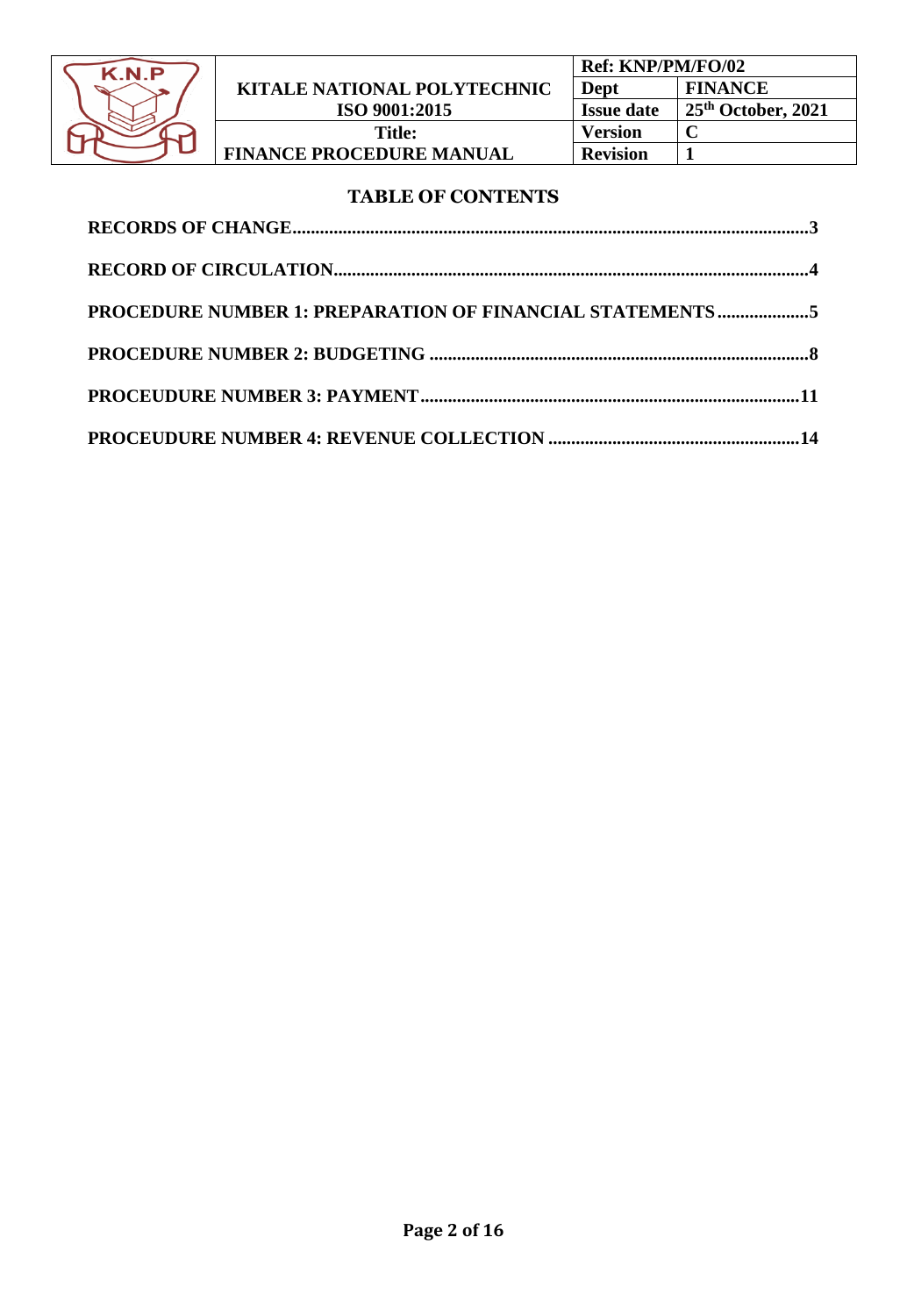# TABLE OF CONTENTS

**RECORDS OF CHANGE**................................................................................................................**3**

**RECORD OF CIRCULATION**......................................................................................................**4**

**PROCEDURE NUMBER 1: PREPARATION OF FINANCIAL STATEMENTS**....................**5**

**PROCEDURE NUMBER 2: BUDGETING**..................................................................................**8**

**PROCEUDURE NUMBER 3: PAYMENT**..................................................................................**11**

**PROCEUDURE NUMBER 4: REVENUE COLLECTION**......................................................**14**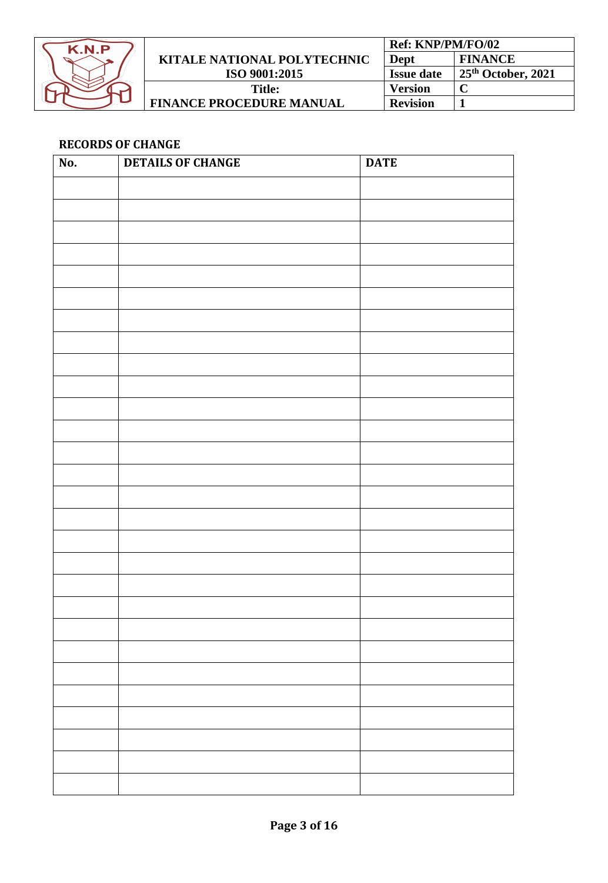## RECORDS OF CHANGE

| No. | DETAILS OF CHANGE | DATE |
|---|---|---|
| | | |
| | | |
| | | |
| | | |
| | | |
| | | |
| | | |
| | | |
| | | |
| | | |
| | | |
| | | |
| | | |
| | | |
| | | |
| | | |
| | | |
| | | |
| | | |
| | | |
| | | |
| | | |
| | | |
| | | |
| | | |
| | | |
| | | |
| | | |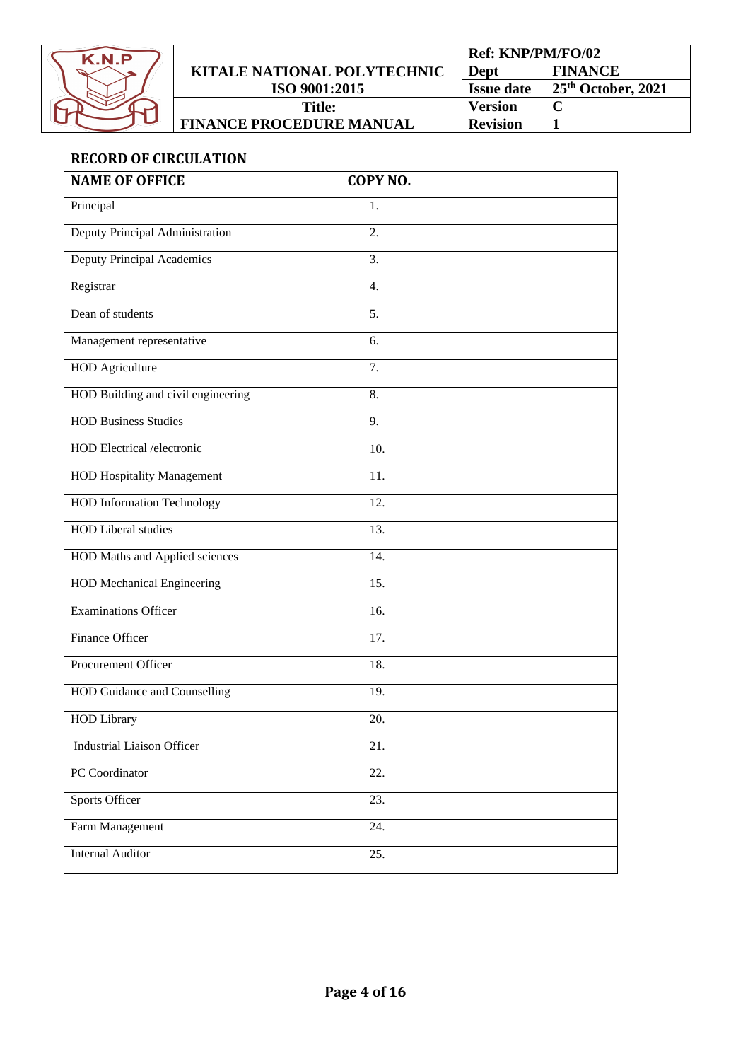## RECORD OF CIRCULATION

| NAME OF OFFICE | COPY NO. |
| --- | --- |
| Principal | 1. |
| Deputy Principal Administration | 2. |
| Deputy Principal Academics | 3. |
| Registrar | 4. |
| Dean of students | 5. |
| Management representative | 6. |
| HOD Agriculture | 7. |
| HOD Building and civil engineering | 8. |
| HOD Business Studies | 9. |
| HOD Electrical /electronic | 10. |
| HOD Hospitality Management | 11. |
| HOD Information Technology | 12. |
| HOD Liberal studies | 13. |
| HOD Maths and Applied sciences | 14. |
| HOD Mechanical Engineering | 15. |
| Examinations Officer | 16. |
| Finance Officer | 17. |
| Procurement Officer | 18. |
| HOD Guidance and Counselling | 19. |
| HOD Library | 20. |
| Industrial Liaison Officer | 21. |
| PC Coordinator | 22. |
| Sports Officer | 23. |
| Farm Management | 24. |
| Internal Auditor | 25. |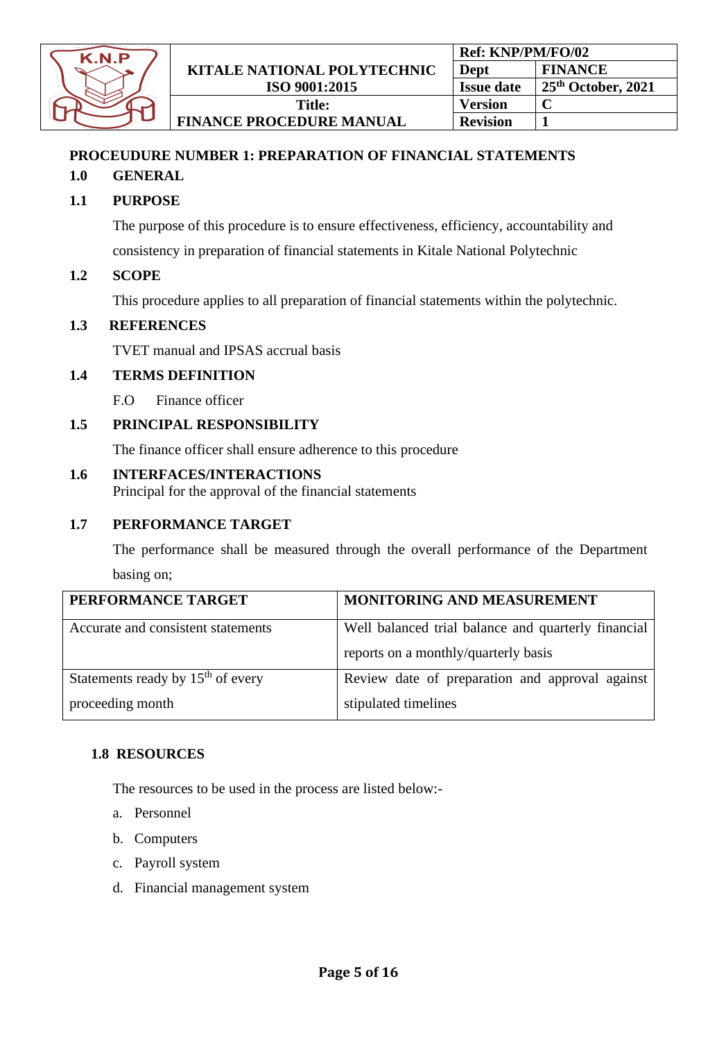**PROCEUDURE NUMBER 1: PREPARATION OF FINANCIAL STATEMENTS**

## 1.0 GENERAL

### 1.1 PURPOSE

The purpose of this procedure is to ensure effectiveness, efficiency, accountability and consistency in preparation of financial statements in Kitale National Polytechnic

### 1.2 SCOPE

This procedure applies to all preparation of financial statements within the polytechnic.

### 1.3 REFERENCES

TVET manual and IPSAS accrual basis

### 1.4 TERMS DEFINITION

F.O Finance officer

### 1.5 PRINCIPAL RESPONSIBILITY

The finance officer shall ensure adherence to this procedure

### 1.6 INTERFACES/INTERACTIONS

Principal for the approval of the financial statements

### 1.7 PERFORMANCE TARGET

The performance shall be measured through the overall performance of the Department basing on;

| PERFORMANCE TARGET | MONITORING AND MEASUREMENT |
|---|---|
| Accurate and consistent statements | Well balanced trial balance and quarterly financial reports on a monthly/quarterly basis |
| Statements ready by 15th of every proceeding month | Review date of preparation and approval against stipulated timelines |

### 1.8 RESOURCES

The resources to be used in the process are listed below:-

a. Personnel
b. Computers
c. Payroll system
d. Financial management system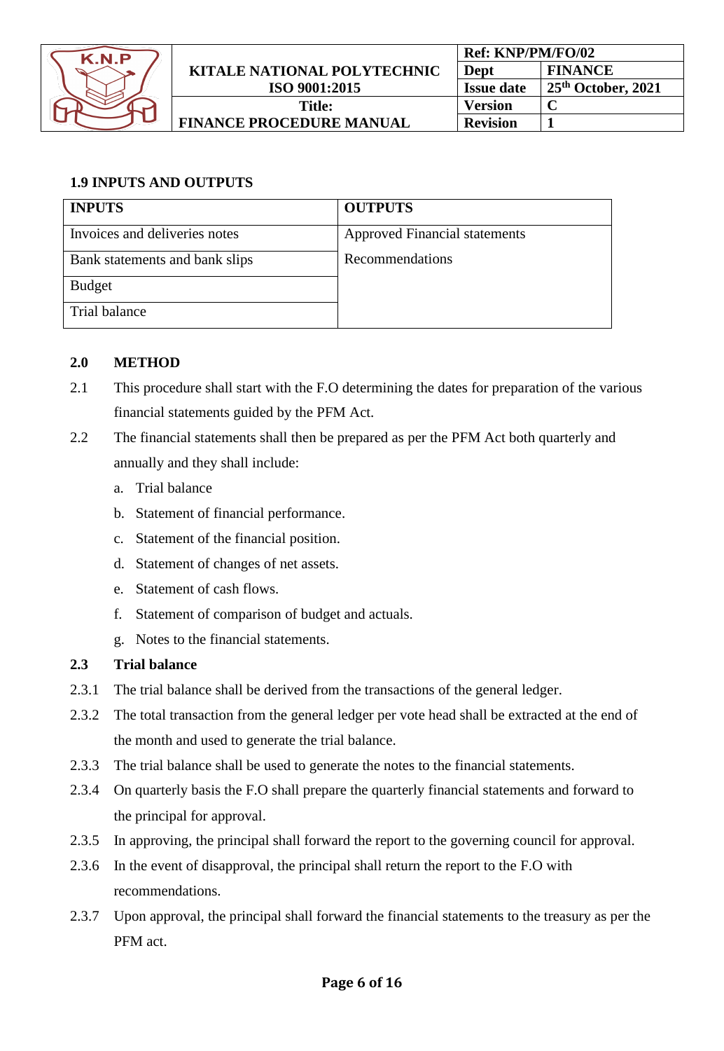### 1.9 INPUTS AND OUTPUTS

| INPUTS | OUTPUTS |
|---|---|
| Invoices and deliveries notes | Approved Financial statements |
| Bank statements and bank slips | Recommendations |
| Budget | |
| Trial balance | |

## 2.0 METHOD

2.1 This procedure shall start with the F.O determining the dates for preparation of the various financial statements guided by the PFM Act.

2.2 The financial statements shall then be prepared as per the PFM Act both quarterly and annually and they shall include:

a. Trial balance
b. Statement of financial performance.
c. Statement of the financial position.
d. Statement of changes of net assets.
e. Statement of cash flows.
f. Statement of comparison of budget and actuals.
g. Notes to the financial statements.

### 2.3 Trial balance

2.3.1 The trial balance shall be derived from the transactions of the general ledger.

2.3.2 The total transaction from the general ledger per vote head shall be extracted at the end of the month and used to generate the trial balance.

2.3.3 The trial balance shall be used to generate the notes to the financial statements.

2.3.4 On quarterly basis the F.O shall prepare the quarterly financial statements and forward to the principal for approval.

2.3.5 In approving, the principal shall forward the report to the governing council for approval.

2.3.6 In the event of disapproval, the principal shall return the report to the F.O with recommendations.

2.3.7 Upon approval, the principal shall forward the financial statements to the treasury as per the PFM act.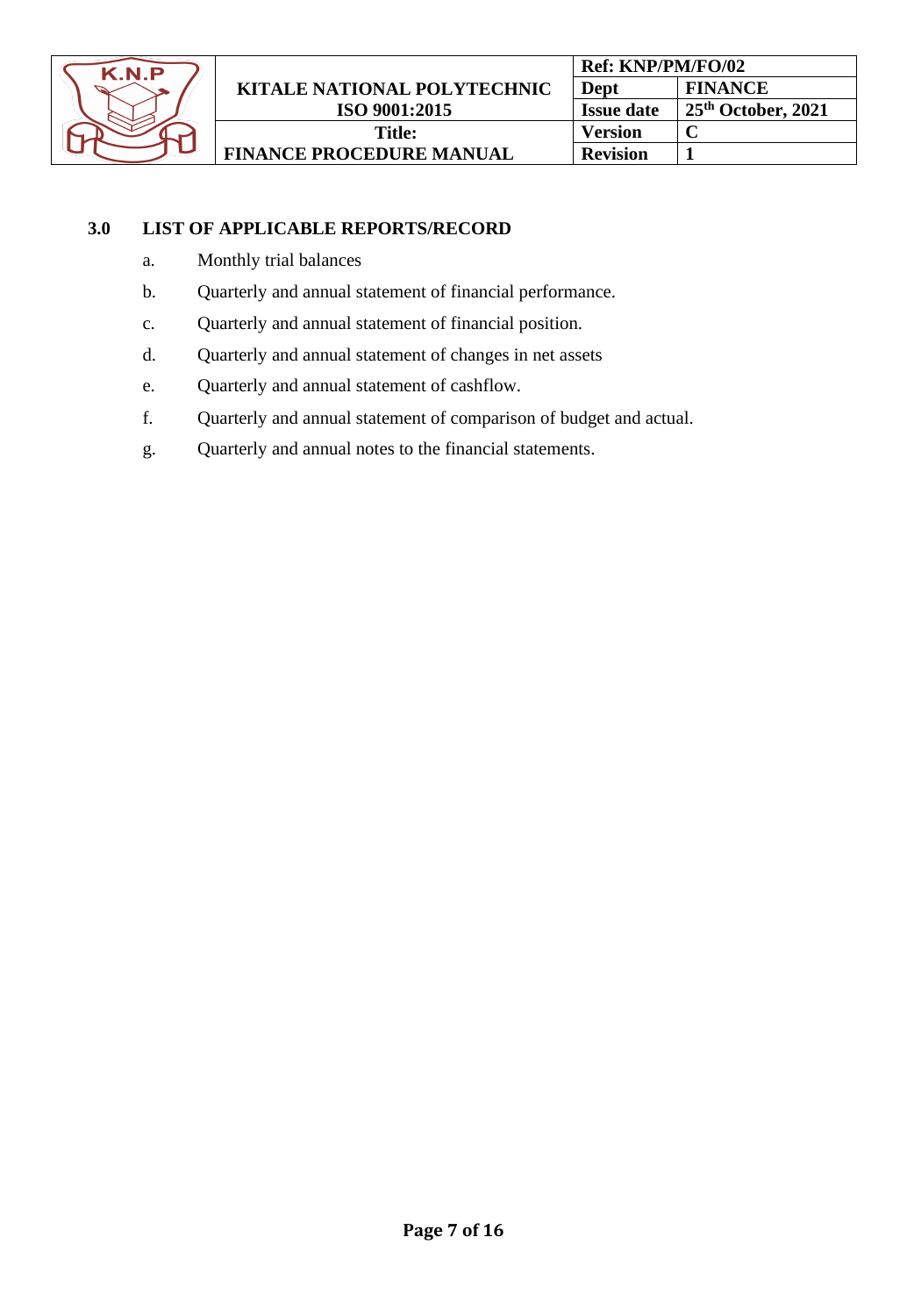## 3.0 LIST OF APPLICABLE REPORTS/RECORD

a. Monthly trial balances

b. Quarterly and annual statement of financial performance.

c. Quarterly and annual statement of financial position.

d. Quarterly and annual statement of changes in net assets

e. Quarterly and annual statement of cashflow.

f. Quarterly and annual statement of comparison of budget and actual.

g. Quarterly and annual notes to the financial statements.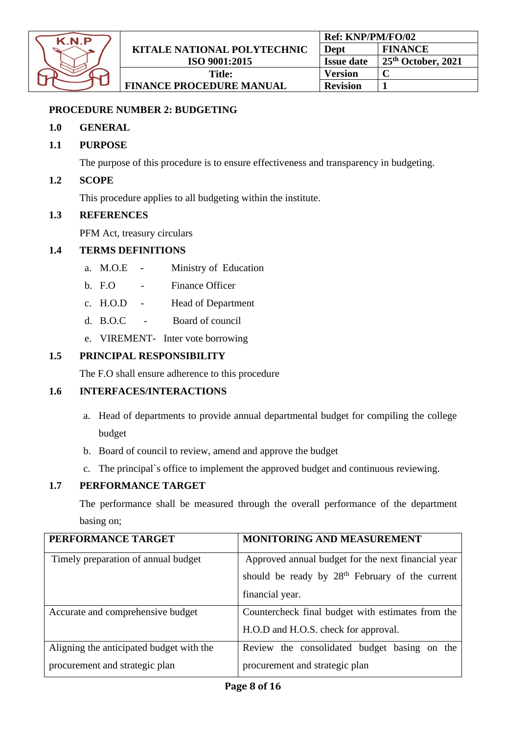**PROCEDURE NUMBER 2: BUDGETING**

## 1.0 GENERAL

### 1.1 PURPOSE

The purpose of this procedure is to ensure effectiveness and transparency in budgeting.

### 1.2 SCOPE

This procedure applies to all budgeting within the institute.

### 1.3 REFERENCES

PFM Act, treasury circulars

### 1.4 TERMS DEFINITIONS

a. M.O.E - Ministry of Education
b. F.O - Finance Officer
c. H.O.D - Head of Department
d. B.O.C - Board of council
e. VIREMENT- Inter vote borrowing

### 1.5 PRINCIPAL RESPONSIBILITY

The F.O shall ensure adherence to this procedure

### 1.6 INTERFACES/INTERACTIONS

a. Head of departments to provide annual departmental budget for compiling the college budget
b. Board of council to review, amend and approve the budget
c. The principal`s office to implement the approved budget and continuous reviewing.

### 1.7 PERFORMANCE TARGET

The performance shall be measured through the overall performance of the department basing on;

| PERFORMANCE TARGET | MONITORING AND MEASUREMENT |
|---|---|
| Timely preparation of annual budget | Approved annual budget for the next financial year should be ready by 28th February of the current financial year. |
| Accurate and comprehensive budget | Countercheck final budget with estimates from the H.O.D and H.O.S. check for approval. |
| Aligning the anticipated budget with the procurement and strategic plan | Review the consolidated budget basing on the procurement and strategic plan |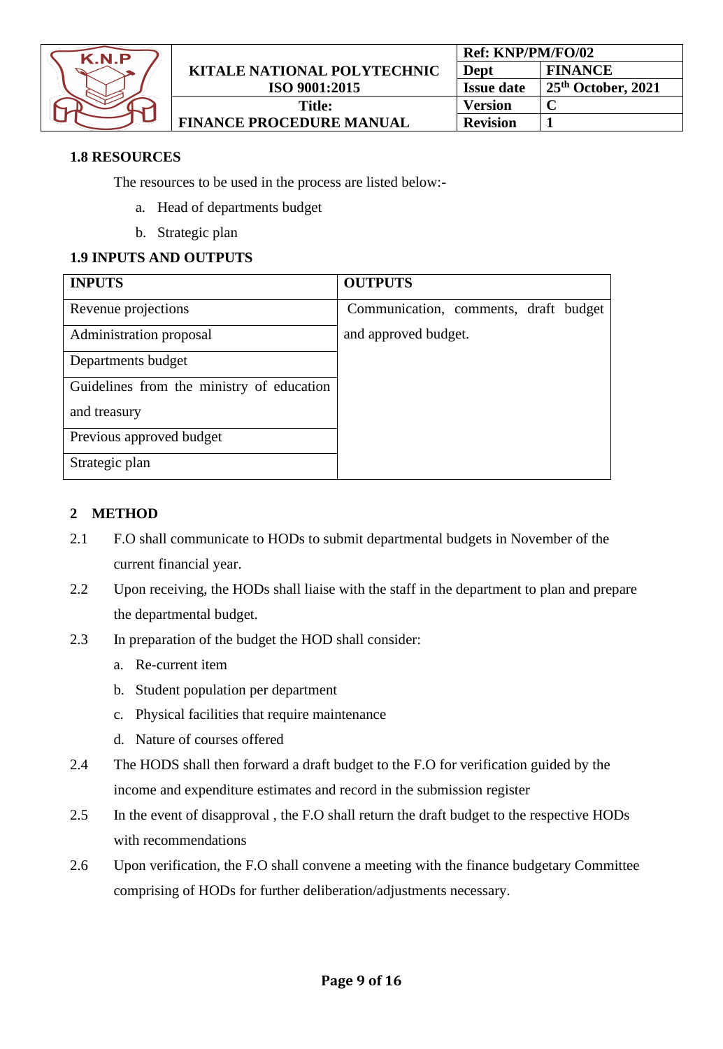### 1.8 RESOURCES

The resources to be used in the process are listed below:-

a. Head of departments budget
b. Strategic plan

### 1.9 INPUTS AND OUTPUTS

| INPUTS | OUTPUTS |
|---|---|
| Revenue projections | Communication, comments, draft budget and approved budget. |
| Administration proposal | |
| Departments budget | |
| Guidelines from the ministry of education and treasury | |
| Previous approved budget | |
| Strategic plan | |

## 2 METHOD

2.1 F.O shall communicate to HODs to submit departmental budgets in November of the current financial year.

2.2 Upon receiving, the HODs shall liaise with the staff in the department to plan and prepare the departmental budget.

2.3 In preparation of the budget the HOD shall consider:

a. Re-current item
b. Student population per department
c. Physical facilities that require maintenance
d. Nature of courses offered

2.4 The HODS shall then forward a draft budget to the F.O for verification guided by the income and expenditure estimates and record in the submission register

2.5 In the event of disapproval , the F.O shall return the draft budget to the respective HODs with recommendations

2.6 Upon verification, the F.O shall convene a meeting with the finance budgetary Committee comprising of HODs for further deliberation/adjustments necessary.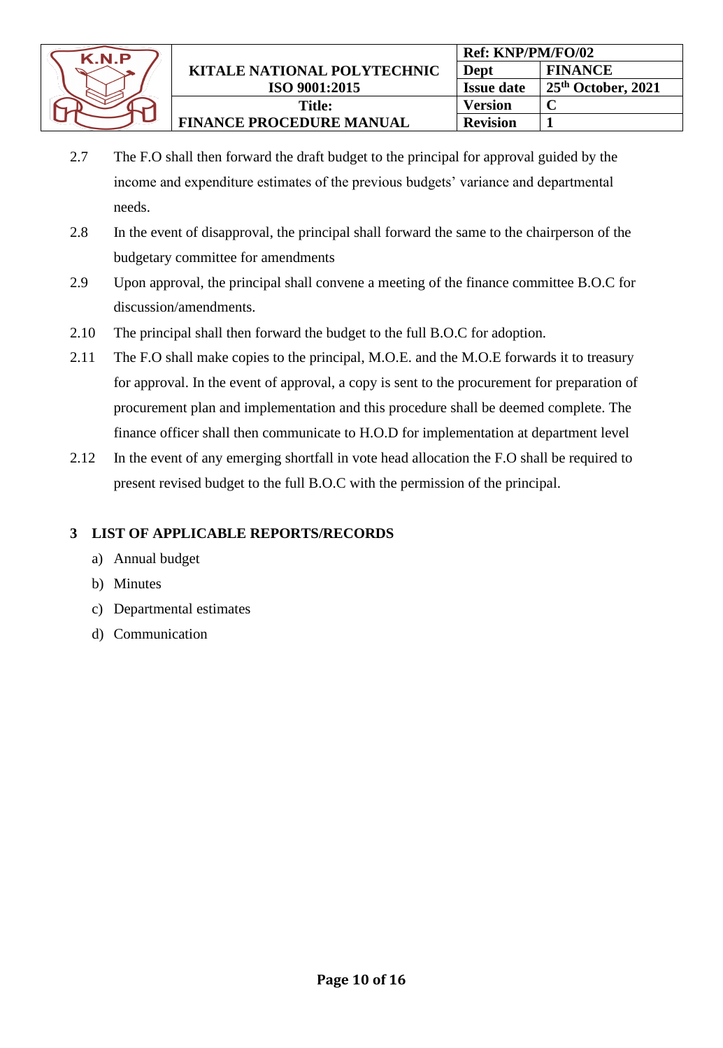2.7 The F.O shall then forward the draft budget to the principal for approval guided by the income and expenditure estimates of the previous budgets' variance and departmental needs.

2.8 In the event of disapproval, the principal shall forward the same to the chairperson of the budgetary committee for amendments

2.9 Upon approval, the principal shall convene a meeting of the finance committee B.O.C for discussion/amendments.

2.10 The principal shall then forward the budget to the full B.O.C for adoption.

2.11 The F.O shall make copies to the principal, M.O.E. and the M.O.E forwards it to treasury for approval. In the event of approval, a copy is sent to the procurement for preparation of procurement plan and implementation and this procedure shall be deemed complete. The finance officer shall then communicate to H.O.D for implementation at department level

2.12 In the event of any emerging shortfall in vote head allocation the F.O shall be required to present revised budget to the full B.O.C with the permission of the principal.

## 3 LIST OF APPLICABLE REPORTS/RECORDS

a) Annual budget

b) Minutes

c) Departmental estimates

d) Communication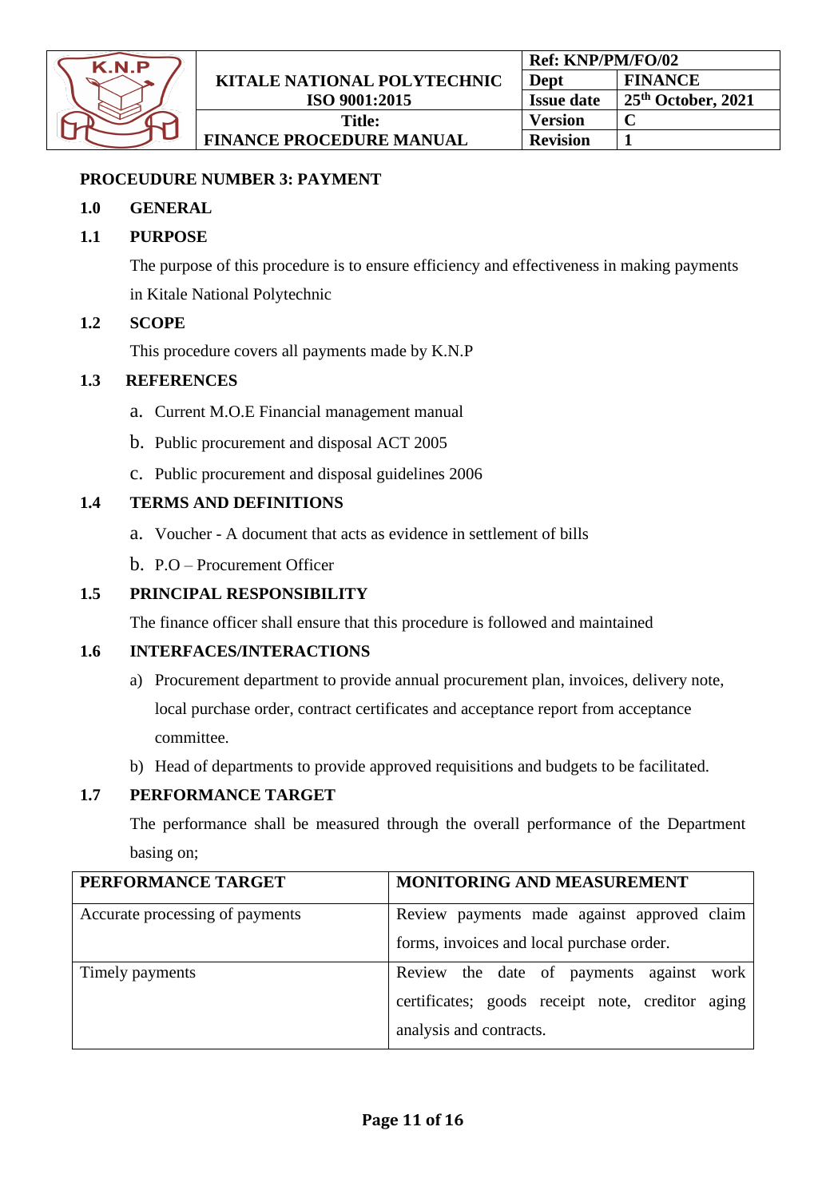**PROCEUDURE NUMBER 3: PAYMENT**

**1.0 GENERAL**

**1.1 PURPOSE**

The purpose of this procedure is to ensure efficiency and effectiveness in making payments in Kitale National Polytechnic

**1.2 SCOPE**

This procedure covers all payments made by K.N.P

**1.3 REFERENCES**

a. Current M.O.E Financial management manual
b. Public procurement and disposal ACT 2005
c. Public procurement and disposal guidelines 2006

**1.4 TERMS AND DEFINITIONS**

a. Voucher - A document that acts as evidence in settlement of bills
b. P.O – Procurement Officer

**1.5 PRINCIPAL RESPONSIBILITY**

The finance officer shall ensure that this procedure is followed and maintained

**1.6 INTERFACES/INTERACTIONS**

a) Procurement department to provide annual procurement plan, invoices, delivery note, local purchase order, contract certificates and acceptance report from acceptance committee.
b) Head of departments to provide approved requisitions and budgets to be facilitated.

**1.7 PERFORMANCE TARGET**

The performance shall be measured through the overall performance of the Department basing on;

| PERFORMANCE TARGET | MONITORING AND MEASUREMENT |
|---|---|
| Accurate processing of payments | Review payments made against approved claim forms, invoices and local purchase order. |
| Timely payments | Review the date of payments against work certificates; goods receipt note, creditor aging analysis and contracts. |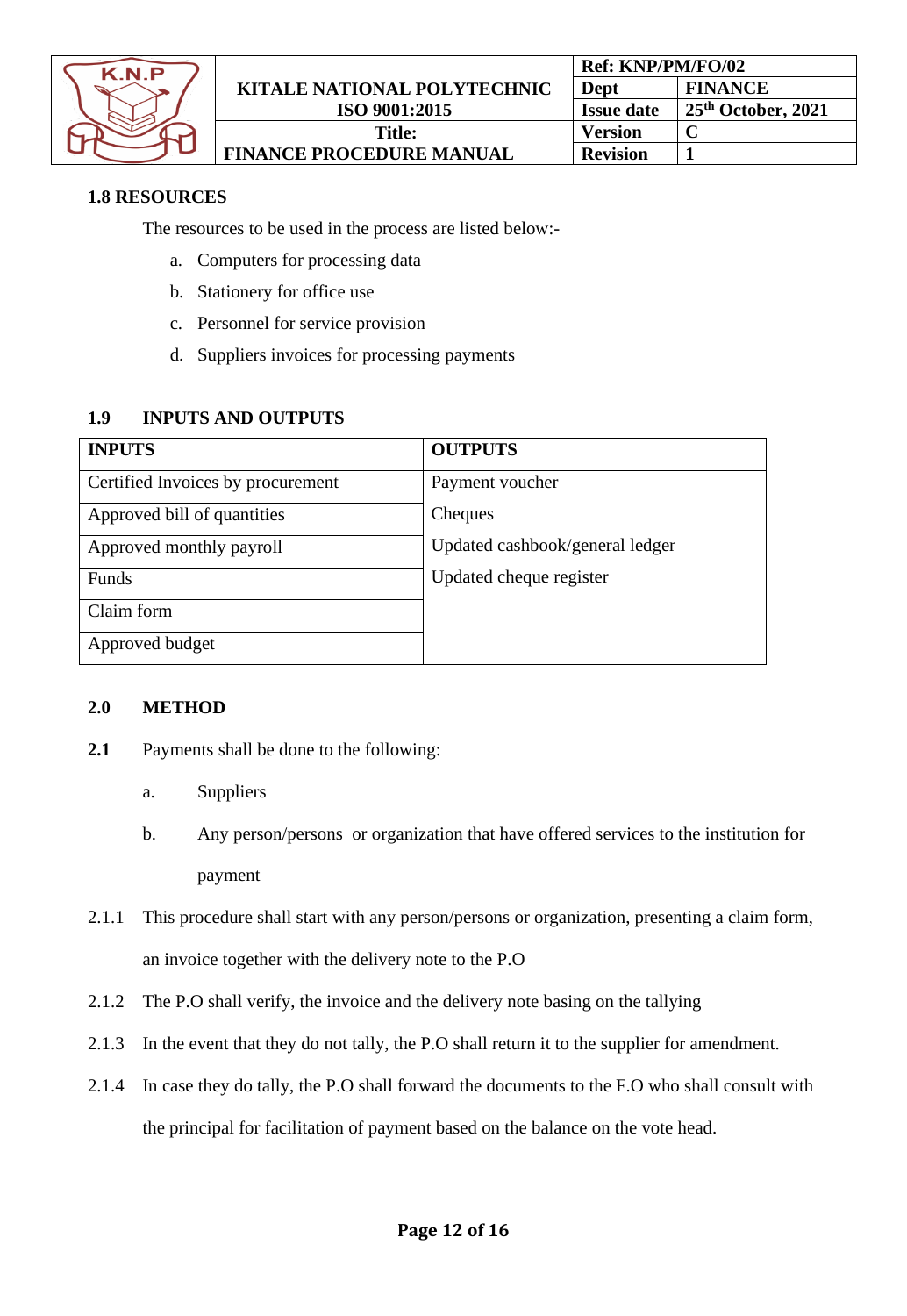## 1.8 RESOURCES

The resources to be used in the process are listed below:-

a. Computers for processing data
b. Stationery for office use
c. Personnel for service provision
d. Suppliers invoices for processing payments

## 1.9 INPUTS AND OUTPUTS

| INPUTS | OUTPUTS |
|---|---|
| Certified Invoices by procurement | Payment voucher |
| Approved bill of quantities | Cheques |
| Approved monthly payroll | Updated cashbook/general ledger |
| Funds | Updated cheque register |
| Claim form | |
| Approved budget | |

## 2.0 METHOD

**2.1** Payments shall be done to the following:

a. Suppliers
b. Any person/persons or organization that have offered services to the institution for payment

2.1.1 This procedure shall start with any person/persons or organization, presenting a claim form, an invoice together with the delivery note to the P.O

2.1.2 The P.O shall verify, the invoice and the delivery note basing on the tallying

2.1.3 In the event that they do not tally, the P.O shall return it to the supplier for amendment.

2.1.4 In case they do tally, the P.O shall forward the documents to the F.O who shall consult with the principal for facilitation of payment based on the balance on the vote head.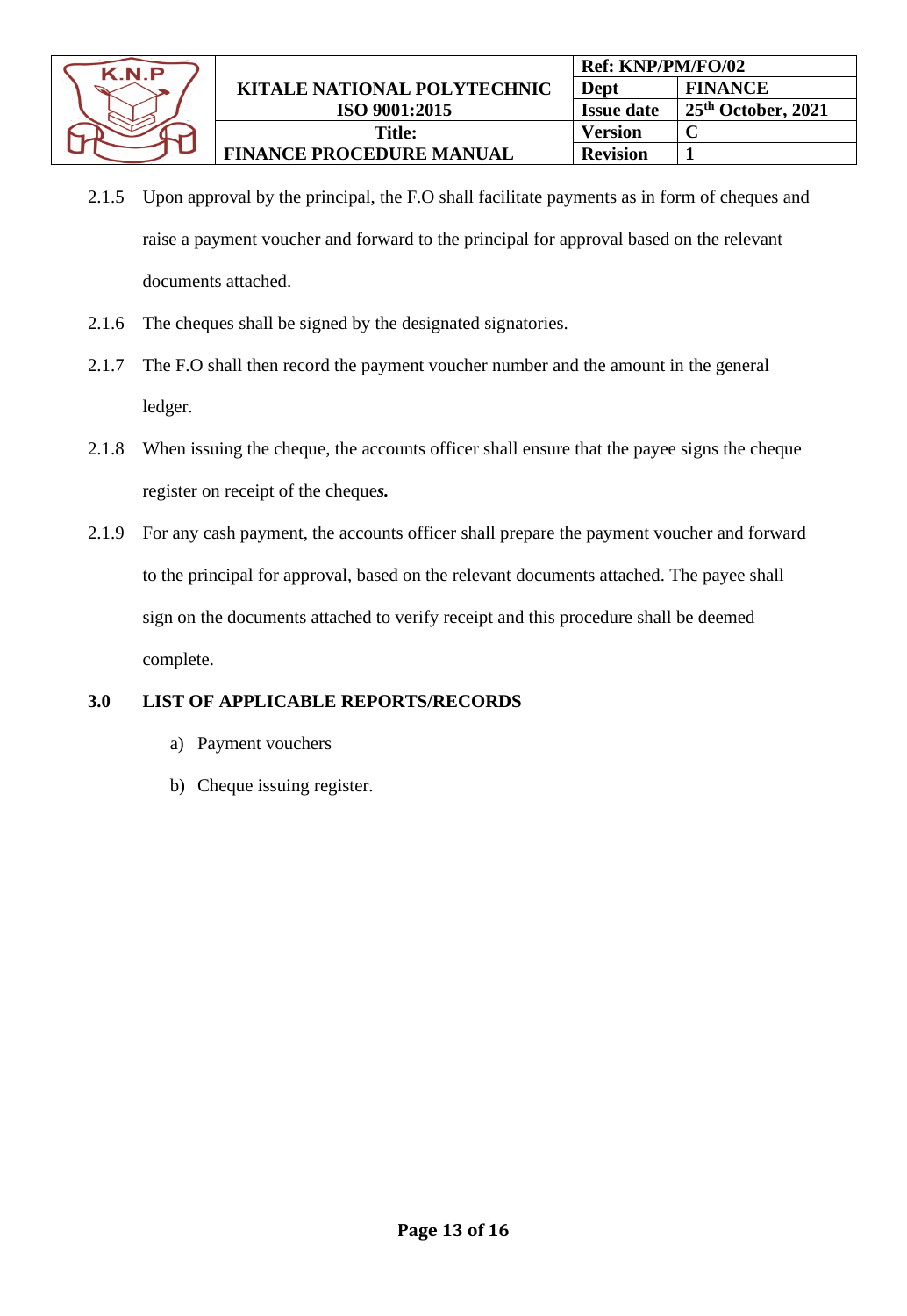2.1.5 Upon approval by the principal, the F.O shall facilitate payments as in form of cheques and raise a payment voucher and forward to the principal for approval based on the relevant documents attached.

2.1.6 The cheques shall be signed by the designated signatories.

2.1.7 The F.O shall then record the payment voucher number and the amount in the general ledger.

2.1.8 When issuing the cheque, the accounts officer shall ensure that the payee signs the cheque register on receipt of the cheque***s.***

2.1.9 For any cash payment, the accounts officer shall prepare the payment voucher and forward to the principal for approval, based on the relevant documents attached. The payee shall sign on the documents attached to verify receipt and this procedure shall be deemed complete.

## 3.0 LIST OF APPLICABLE REPORTS/RECORDS

a) Payment vouchers

b) Cheque issuing register.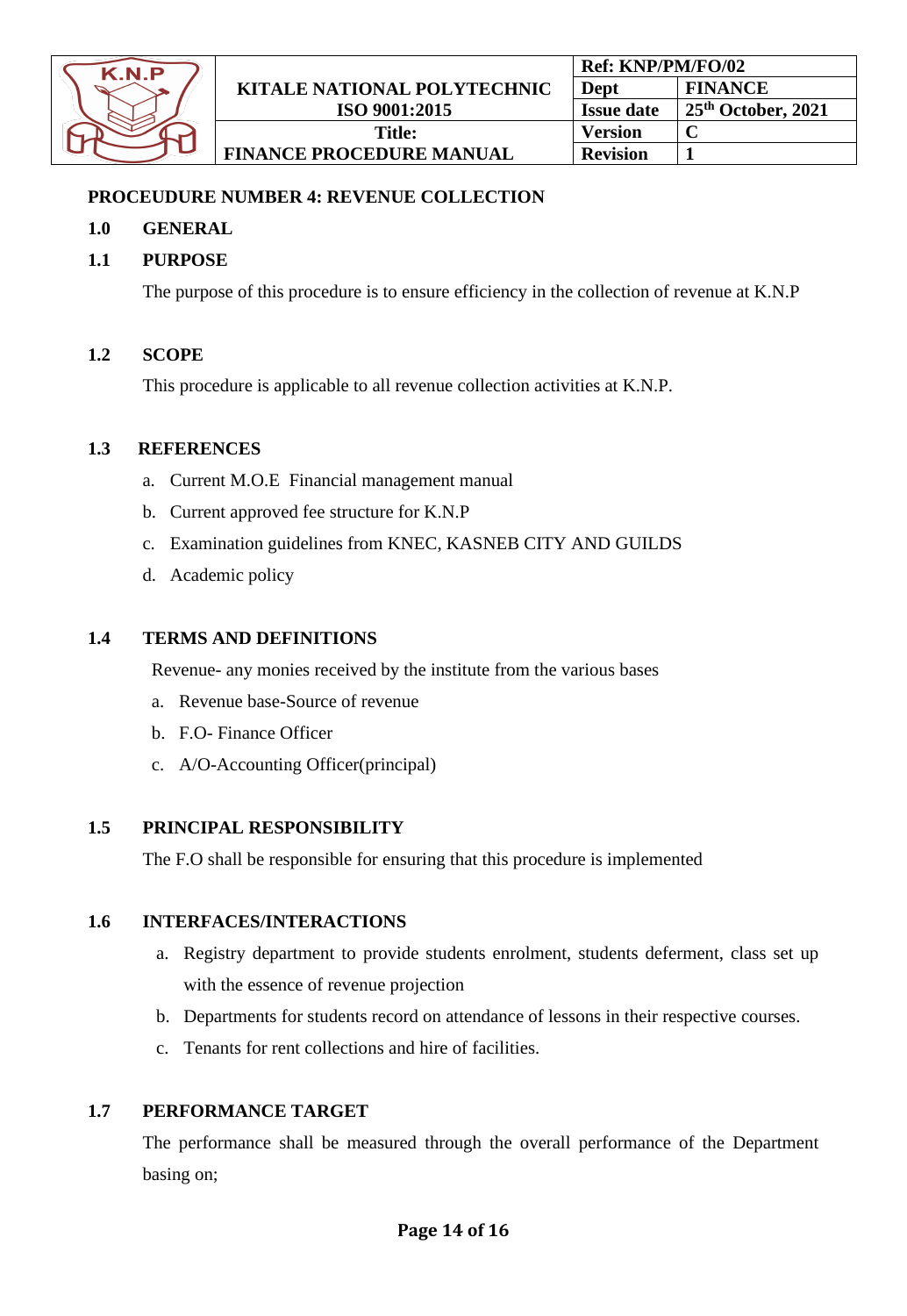**PROCEUDURE NUMBER 4: REVENUE COLLECTION**

## 1.0 GENERAL

### 1.1 PURPOSE

The purpose of this procedure is to ensure efficiency in the collection of revenue at K.N.P

### 1.2 SCOPE

This procedure is applicable to all revenue collection activities at K.N.P.

### 1.3 REFERENCES

a. Current M.O.E Financial management manual
b. Current approved fee structure for K.N.P
c. Examination guidelines from KNEC, KASNEB CITY AND GUILDS
d. Academic policy

### 1.4 TERMS AND DEFINITIONS

Revenue- any monies received by the institute from the various bases

a. Revenue base-Source of revenue
b. F.O- Finance Officer
c. A/O-Accounting Officer(principal)

### 1.5 PRINCIPAL RESPONSIBILITY

The F.O shall be responsible for ensuring that this procedure is implemented

### 1.6 INTERFACES/INTERACTIONS

a. Registry department to provide students enrolment, students deferment, class set up with the essence of revenue projection
b. Departments for students record on attendance of lessons in their respective courses.
c. Tenants for rent collections and hire of facilities.

### 1.7 PERFORMANCE TARGET

The performance shall be measured through the overall performance of the Department basing on;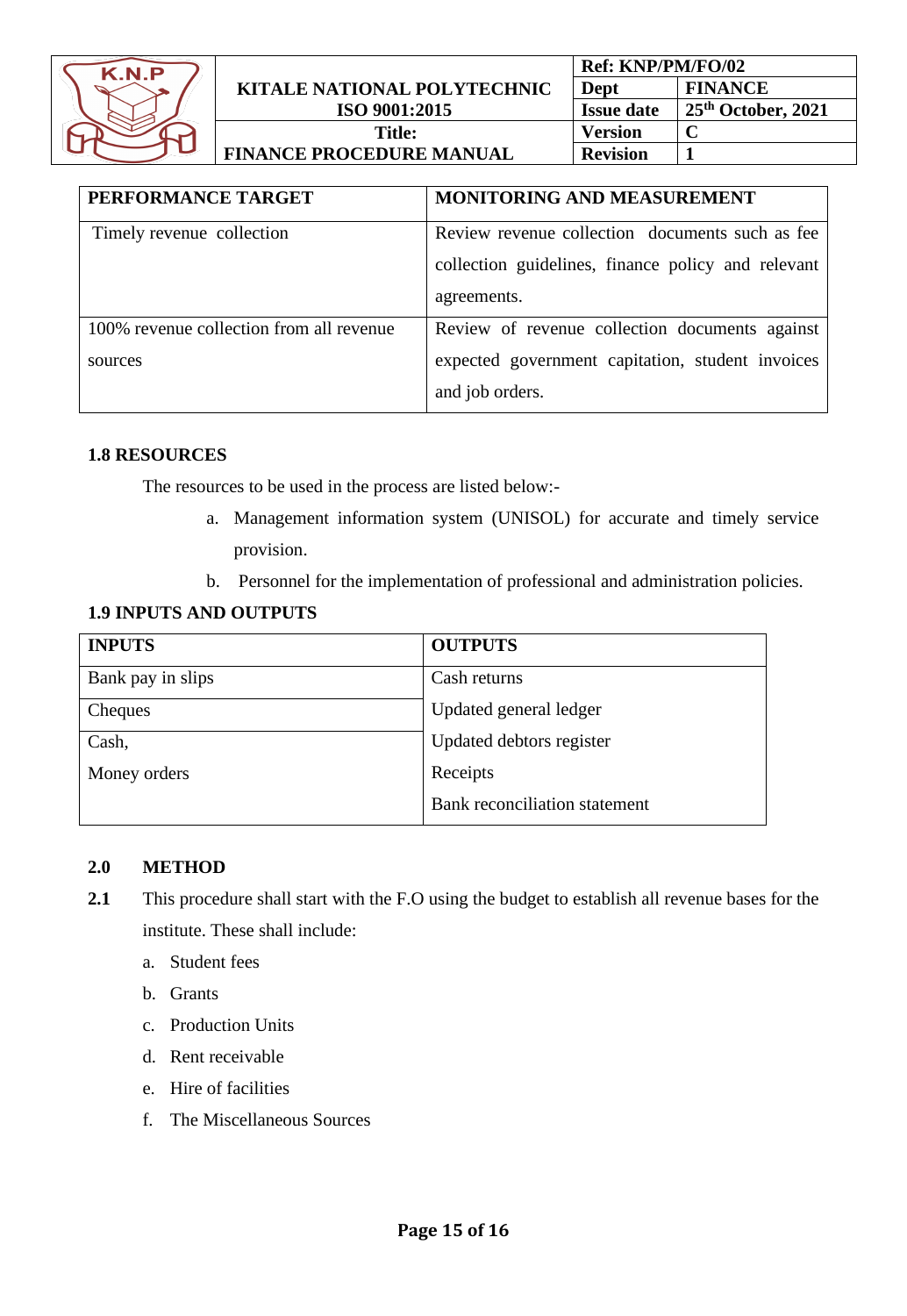| PERFORMANCE TARGET | MONITORING AND MEASUREMENT |
|---|---|
| Timely revenue collection | Review revenue collection documents such as fee collection guidelines, finance policy and relevant agreements. |
| 100% revenue collection from all revenue sources | Review of revenue collection documents against expected government capitation, student invoices and job orders. |

### 1.8 RESOURCES

The resources to be used in the process are listed below:-

a. Management information system (UNISOL) for accurate and timely service provision.
b. Personnel for the implementation of professional and administration policies.

### 1.9 INPUTS AND OUTPUTS

| INPUTS | OUTPUTS |
|---|---|
| Bank pay in slips | Cash returns |
| Cheques | Updated general ledger |
| Cash,<br>Money orders | Updated debtors register<br>Receipts<br>Bank reconciliation statement |

## 2.0 METHOD

**2.1** This procedure shall start with the F.O using the budget to establish all revenue bases for the institute. These shall include:

a. Student fees
b. Grants
c. Production Units
d. Rent receivable
e. Hire of facilities
f. The Miscellaneous Sources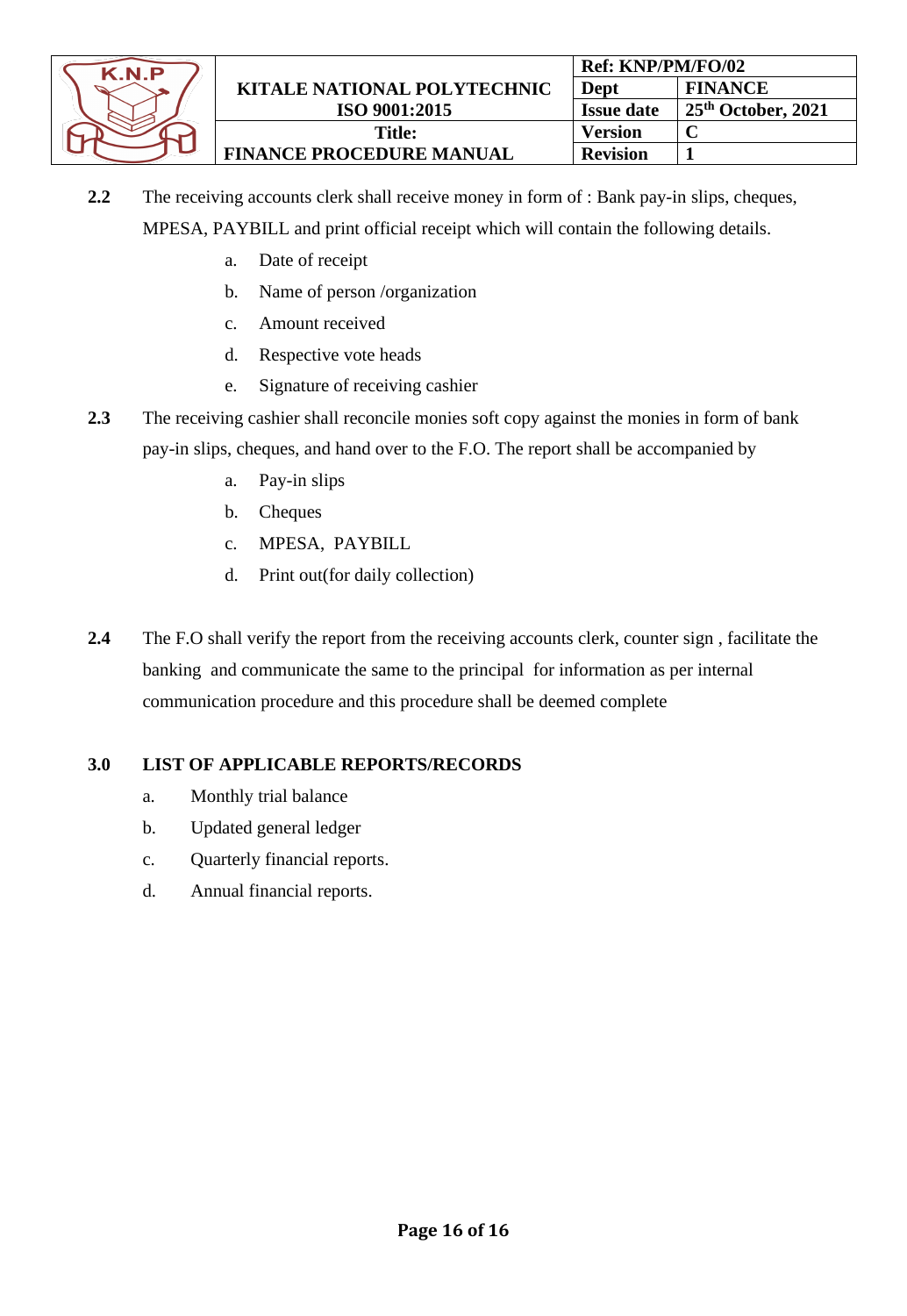**2.2** The receiving accounts clerk shall receive money in form of : Bank pay-in slips, cheques, MPESA, PAYBILL and print official receipt which will contain the following details.

a. Date of receipt
b. Name of person /organization
c. Amount received
d. Respective vote heads
e. Signature of receiving cashier

**2.3** The receiving cashier shall reconcile monies soft copy against the monies in form of bank pay-in slips, cheques, and hand over to the F.O. The report shall be accompanied by

a. Pay-in slips
b. Cheques
c. MPESA, PAYBILL
d. Print out(for daily collection)

**2.4** The F.O shall verify the report from the receiving accounts clerk, counter sign , facilitate the banking and communicate the same to the principal for information as per internal communication procedure and this procedure shall be deemed complete

## 3.0 LIST OF APPLICABLE REPORTS/RECORDS

a. Monthly trial balance
b. Updated general ledger
c. Quarterly financial reports.
d. Annual financial reports.